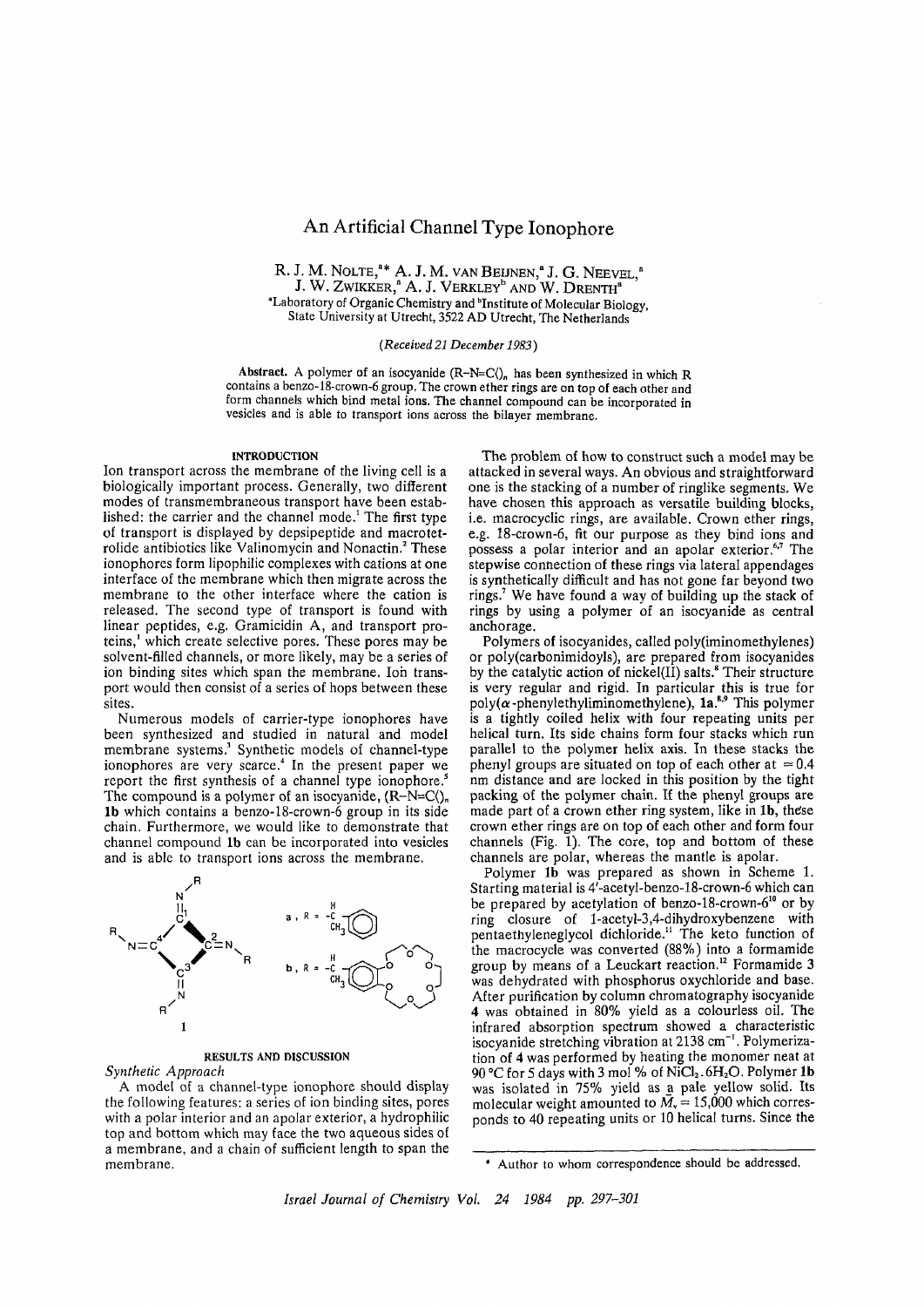# An Artificial Channel Type Ionophore

R. J. M. Nolte,[a]* A. J. M. van Beijnen,[a] J. G. Neevel,[a] J. W. Zwikker,[a] A. J. Verkley[b] and W. Drenth[a]

[a]Laboratory of Organic Chemistry and [b]Institute of Molecular Biology, State University at Utrecht, 3522 AD Utrecht, The Netherlands

*(Received 21 December 1983)*

**Abstract.** A polymer of an isocyanide (R–N=C()$_n$ has been synthesized in which R contains a benzo-18-crown-6 group. The crown ether rings are on top of each other and form channels which bind metal ions. The channel compound can be incorporated in vesicles and is able to transport ions across the bilayer membrane.

## INTRODUCTION

Ion transport across the membrane of the living cell is a biologically important process. Generally, two different modes of transmembraneous transport have been established: the carrier and the channel mode.[1] The first type of transport is displayed by depsipeptide and macrotetrolide antibiotics like Valinomycin and Nonactin.[2] These ionophores form lipophilic complexes with cations at one interface of the membrane which then migrate across the membrane to the other interface where the cation is released. The second type of transport is found with linear peptides, e.g. Gramicidin A, and transport proteins,[1] which create selective pores. These pores may be solvent-filled channels, or more likely, may be a series of ion binding sites which span the membrane. Ion transport would then consist of a series of hops between these sites.

Numerous models of carrier-type ionophores have been synthesized and studied in natural and model membrane systems.[3] Synthetic models of channel-type ionophores are very scarce.[4] In the present paper we report the first synthesis of a channel type ionophore.[5] The compound is a polymer of an isocyanide, (R–N=C()$_n$ **1b** which contains a benzo-18-crown-6 group in its side chain. Furthermore, we would like to demonstrate that channel compound **1b** can be incorporated into vesicles and is able to transport ions across the membrane.

**1**; **a**, R = –CH(CH$_3$)–C$_6$H$_5$; **b**, R = –CH(CH$_3$)–(benzo-18-crown-6)

## RESULTS AND DISCUSSION

*Synthetic Approach*

A model of a channel-type ionophore should display the following features: a series of ion binding sites, pores with a polar interior and an apolar exterior, a hydrophilic top and bottom which may face the two aqueous sides of a membrane, and a chain of sufficient length to span the membrane.

The problem of how to construct such a model may be attacked in several ways. An obvious and straightforward one is the stacking of a number of ringlike segments. We have chosen this approach as versatile building blocks, i.e. macrocyclic rings, are available. Crown ether rings, e.g. 18-crown-6, fit our purpose as they bind ions and possess a polar interior and an apolar exterior.[6,7] The stepwise connection of these rings via lateral appendages is synthetically difficult and has not gone far beyond two rings.[7] We have found a way of building up the stack of rings by using a polymer of an isocyanide as central anchorage.

Polymers of isocyanides, called poly(iminomethylenes) or poly(carbonimidoyls), are prepared from isocyanides by the catalytic action of nickel(II) salts.[8] Their structure is very regular and rigid. In particular this is true for poly($\alpha$-phenylethyliminomethylene), **1a**.[8,9] This polymer is a tightly coiled helix with four repeating units per helical turn. Its side chains form four stacks which run parallel to the polymer helix axis. In these stacks the phenyl groups are situated on top of each other at $\approx 0.4$ nm distance and are locked in this position by the tight packing of the polymer chain. If the phenyl groups are made part of a crown ether ring system, like in **1b**, these crown ether rings are on top of each other and form four channels (Fig. 1). The core, top and bottom of these channels are polar, whereas the mantle is apolar.

Polymer **1b** was prepared as shown in Scheme 1. Starting material is 4′-acetyl-benzo-18-crown-6 which can be prepared by acetylation of benzo-18-crown-6[10] or by ring closure of 1-acetyl-3,4-dihydroxybenzene with pentaethyleneglycol dichloride.[11] The keto function of the macrocycle was converted (88%) into a formamide group by means of a Leuckart reaction.[12] Formamide **3** was dehydrated with phosphorus oxychloride and base. After purification by column chromatography isocyanide **4** was obtained in 80% yield as a colourless oil. The infrared absorption spectrum showed a characteristic isocyanide stretching vibration at 2138 cm$^{-1}$. Polymerization of **4** was performed by heating the monomer neat at 90 °C for 5 days with 3 mol % of $NiCl_2 \cdot 6H_2O$. Polymer **1b** was isolated in 75% yield as a pale yellow solid. Its molecular weight amounted to $\bar{M}_v = 15{,}000$ which corresponds to 40 repeating units or 10 helical turns. Since the

\* Author to whom correspondence should be addressed.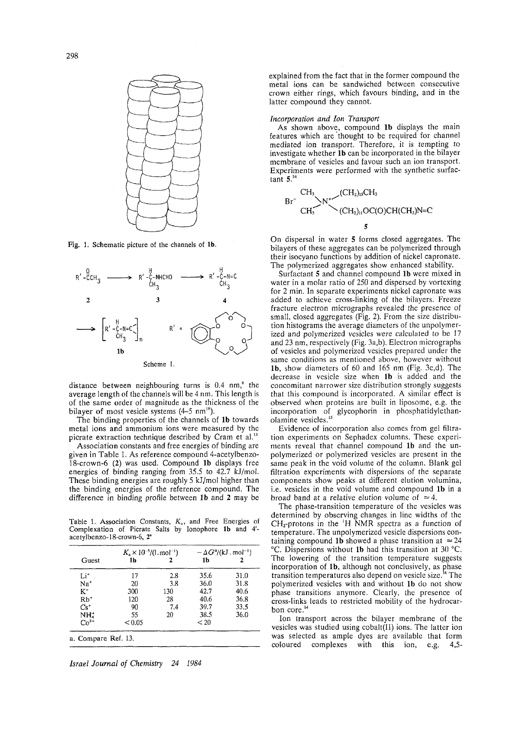Fig. 1. Schematic picture of the channels of **1b**.

Scheme I.

distance between neighbouring turns is 0.4 nm,[8] the average length of the channels will be 4 nm. This length is of the same order of magnitude as the thickness of the bilayer of most vesicle systems (4–5 nm[10]).

The binding properties of the channels of **1b** towards metal ions and ammonium ions were measured by the picrate extraction technique described by Cram et al.[13]

Association constants and free energies of binding are given in Table 1. As reference compound 4-acetylbenzo-18-crown-6 (**2**) was used. Compound **1b** displays free energies of binding ranging from 35.5 to 42.7 kJ/mol. These binding energies are roughly 5 kJ/mol higher than the binding energies of the reference compound. The difference in binding profile between **1b** and **2** may be explained from the fact that in the former compound the metal ions can be sandwiched between consecutive crown either rings, which favours binding, and in the latter compound they cannot.

Table 1. Association Constants, $K_a$, and Free Energies of Complexation of Picrate Salts by Ionophore **1b** and 4'-acetylbenzo-18-crown-6, **2**[a]

| Guest | $K_a \times 10^{-5}$/(l.mol$^{-1}$) | | $-\Delta G^0$/(kJ.mol$^{-1}$) | |
|---|---|---|---|---|
| | **1b** | **2** | **1b** | **2** |
| $Li^+$ | 17 | 2.8 | 35.6 | 31.0 |
| $Na^+$ | 20 | 3.8 | 36.0 | 31.8 |
| $K^+$ | 300 | 130 | 42.7 | 40.6 |
| $Rb^+$ | 120 | 28 | 40.6 | 36.8 |
| $Cs^+$ | 90 | 7.4 | 39.7 | 33.5 |
| $NH_4^+$ | 55 | 20 | 38.5 | 36.0 |
| $Co^{2+}$ | < 0.05 | | < 20 | |

a. Compare Ref. 13.

### *Incorporation and Ion Transport*

As shown above, compound **1b** displays the main features which are thought to be required for channel mediated ion transport. Therefore, it is tempting to investigate whether **1b** can be incorporated in the bilayer membrane of vesicles and favour such an ion transport. Experiments were performed with the synthetic surfactant **5**.[14]

$$Br^- \; (CH_3)_2N^+(CH_2)_{15}CH_3 \; (CH_2)_{11}OC(O)CH(CH_3)N{=}C$$

**5**

On dispersal in water **5** forms closed aggregates. The bilayers of these aggregates can be polymerized through their isocyano functions by addition of nickel capronate. The polymerized aggregates show enhanced stability.

Surfactant **5** and channel compound **1b** were mixed in water in a molar ratio of 250 and dispersed by vortexing for 2 min. In separate experiments nickel capronate was added to achieve cross-linking of the bilayers. Freeze fracture electron micrographs revealed the presence of small, closed aggregates (Fig. 2). From the size distribution histograms the average diameters of the unpolymerized and polymerized vesicles were calculated to be 17 and 23 nm, respectively (Fig. 3a,b). Electron micrographs of vesicles and polymerized vesicles prepared under the same conditions as mentioned above, however without **1b**, show diameters of 60 and 165 nm (Fig. 3c,d). The decrease in vesicle size when **1b** is added and the concomitant narrower size distribution strongly suggests that this compound is incorporated. A similar effect is observed when proteins are built in liposome, e.g. the incorporation of glycophorin in phosphatidylethanolamine vesicles.[15]

Evidence of incorporation also comes from gel filtration experiments on Sephadex columns. These experiments reveal that channel compound **1b** and the unpolymerized or polymerized vesicles are present in the same peak in the void volume of the column. Blank gel filtration experiments with dispersions of the separate components show peaks at different elution volumina, i.e. vesicles in the void volume and compound **1b** in a broad band at a relative elution volume of $\simeq 4$.

The phase-transition temperature of the vesicles was determined by observing changes in line widths of the $CH_2$-protons in the $^1H$ NMR spectra as a function of temperature. The unpolymerized vesicle dispersions containing compound **1b** showed a phase transition at $\simeq 24$ °C. Dispersions without **1b** had this transition at 30 °C. The lowering of the transition temperature suggests incorporation of **1b**, although not conclusively, as phase transition temperatures also depend on vesicle size.[16] The polymerized vesicles with and without **1b** do not show phase transitions anymore. Clearly, the presence of cross-links leads to restricted mobility of the hydrocarbon core.[14]

Ion transport across the bilayer membrane of the vesicles was studied using cobalt(II) ions. The latter ion was selected as ample dyes are available that form coloured complexes with this ion, e.g. 4,5-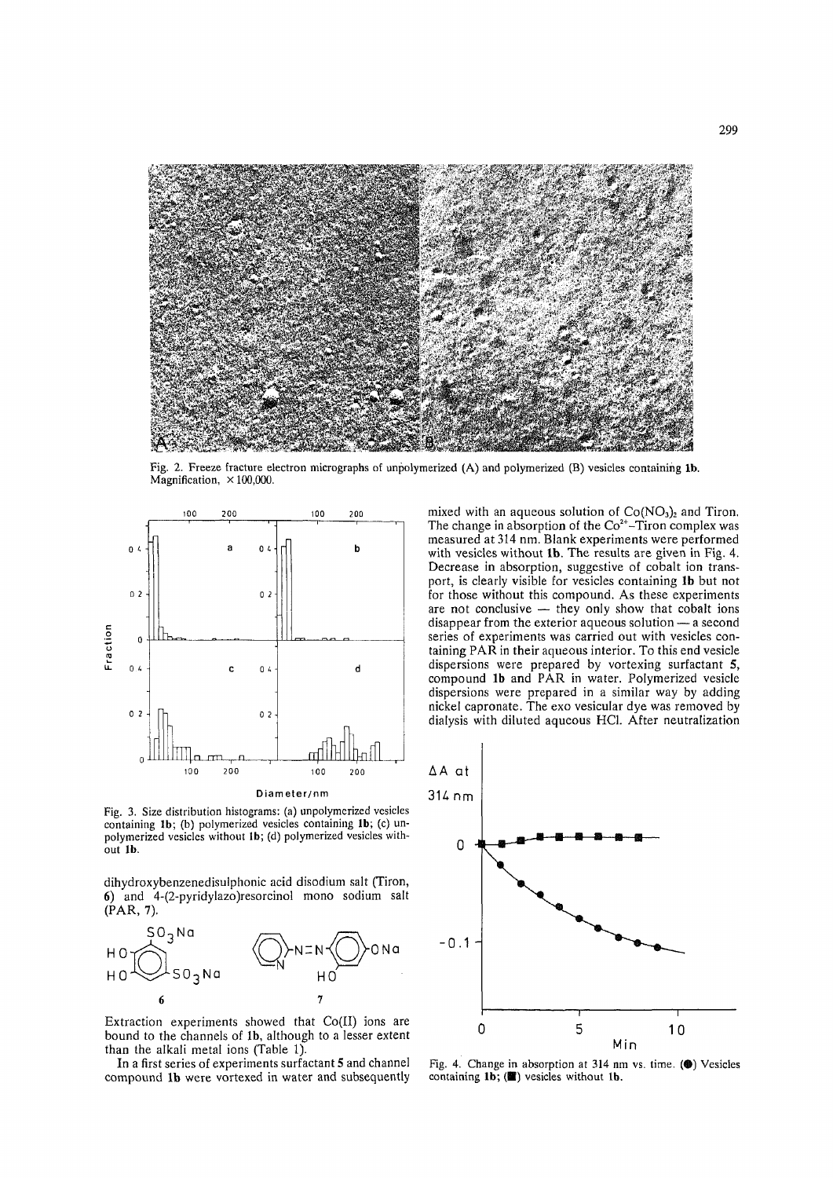Fig. 2. Freeze fracture electron micrographs of unpolymerized (A) and polymerized (B) vesicles containing **1b**. Magnification, ×100,000.

Fig. 3. Size distribution histograms: (a) unpolymerized vesicles containing **1b**; (b) polymerized vesicles containing **1b**; (c) unpolymerized vesicles without **1b**; (d) polymerized vesicles without **1b**.

dihydroxybenzenedisulphonic acid disodium salt (Tiron, **6**) and 4-(2-pyridylazo)resorcinol mono sodium salt (PAR, **7**).

Extraction experiments showed that Co(II) ions are bound to the channels of **1b**, although to a lesser extent than the alkali metal ions (Table 1).

In a first series of experiments surfactant **5** and channel compound **1b** were vortexed in water and subsequently mixed with an aqueous solution of $Co(NO_3)_2$ and Tiron. The change in absorption of the $Co^{2+}$–Tiron complex was measured at 314 nm. Blank experiments were performed with vesicles without **1b**. The results are given in Fig. 4. Decrease in absorption, suggestive of cobalt ion transport, is clearly visible for vesicles containing **1b** but not for those without this compound. As these experiments are not conclusive — they only show that cobalt ions disappear from the exterior aqueous solution — a second series of experiments was carried out with vesicles containing PAR in their aqueous interior. To this end vesicle dispersions were prepared by vortexing surfactant **5**, compound **1b** and PAR in water. Polymerized vesicle dispersions were prepared in a similar way by adding nickel capronate. The exo vesicular dye was removed by dialysis with diluted aqueous HCl. After neutralization

Fig. 4. Change in absorption at 314 nm vs. time. (●) Vesicles containing **1b**; (■) vesicles without **1b**.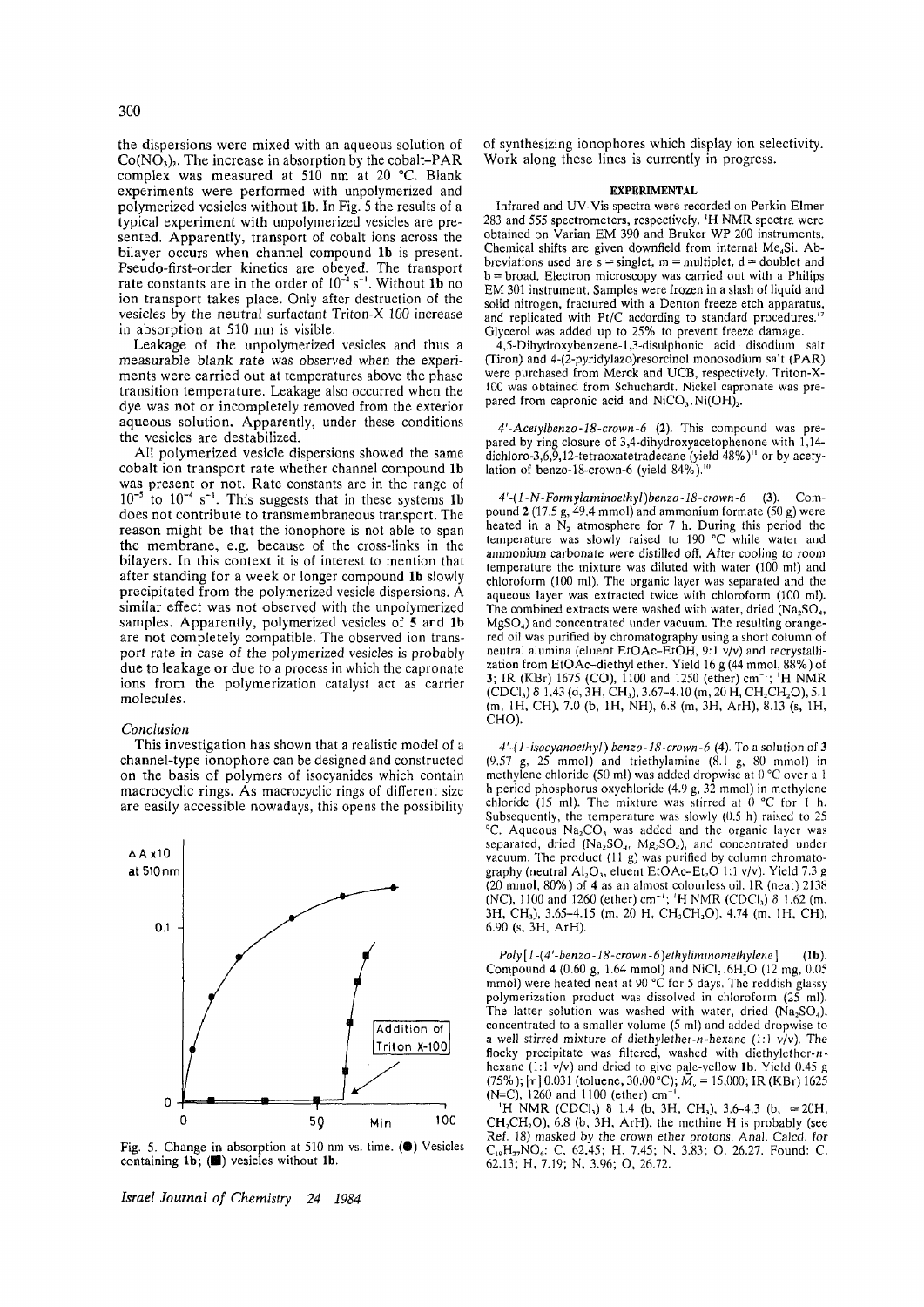the dispersions were mixed with an aqueous solution of $Co(NO_3)_2$. The increase in absorption by the cobalt–PAR complex was measured at 510 nm at 20 °C. Blank experiments were performed with unpolymerized and polymerized vesicles without **1b**. In Fig. 5 the results of a typical experiment with unpolymerized vesicles are presented. Apparently, transport of cobalt ions across the bilayer occurs when channel compound **1b** is present. Pseudo-first-order kinetics are obeyed. The transport rate constants are in the order of $10^{-4}$ $s^{-1}$. Without **1b** no ion transport takes place. Only after destruction of the vesicles by the neutral surfactant Triton-X-100 increase in absorption at 510 nm is visible.

Leakage of the unpolymerized vesicles and thus a measurable blank rate was observed when the experiments were carried out at temperatures above the phase transition temperature. Leakage also occurred when the dye was not or incompletely removed from the exterior aqueous solution. Apparently, under these conditions the vesicles are destabilized.

All polymerized vesicle dispersions showed the same cobalt ion transport rate whether channel compound **1b** was present or not. Rate constants are in the range of $10^{-5}$ to $10^{-4}$ $s^{-1}$. This suggests that in these systems **1b** does not contribute to transmembraneous transport. The reason might be that the ionophore is not able to span the membrane, e.g. because of the cross-links in the bilayers. In this context it is of interest to mention that after standing for a week or longer compound **1b** slowly precipitated from the polymerized vesicle dispersions. A similar effect was not observed with the unpolymerized samples. Apparently, polymerized vesicles of **5** and **1b** are not completely compatible. The observed ion transport rate in case of the polymerized vesicles is probably due to leakage or due to a process in which the capronate ions from the polymerization catalyst act as carrier molecules.

### *Conclusion*

This investigation has shown that a realistic model of a channel-type ionophore can be designed and constructed on the basis of polymers of isocyanides which contain macrocyclic rings. As macrocyclic rings of different size are easily accessible nowadays, this opens the possibility of synthesizing ionophores which display ion selectivity. Work along these lines is currently in progress.

Fig. 5. Change in absorption at 510 nm vs. time. (●) Vesicles containing **1b**; (■) vesicles without **1b**.

## EXPERIMENTAL

Infrared and UV-Vis spectra were recorded on Perkin-Elmer 283 and 555 spectrometers, respectively. $^1H$ NMR spectra were obtained on Varian EM 390 and Bruker WP 200 instruments. Chemical shifts are given downfield from internal $Me_4Si$. Abbreviations used are s = singlet, m = multiplet, d = doublet and b = broad. Electron microscopy was carried out with a Philips EM 301 instrument. Samples were frozen in a slash of liquid and solid nitrogen, fractured with a Denton freeze etch apparatus, and replicated with Pt/C according to standard procedures.[17] Glycerol was added up to 25% to prevent freeze damage.

4,5-Dihydroxybenzene-1,3-disulphonic acid disodium salt (Tiron) and 4-(2-pyridylazo)resorcinol monosodium salt (PAR) were purchased from Merck and UCB, respectively. Triton-X-100 was obtained from Schuchardt. Nickel capronate was prepared from capronic acid and $NiCO_3.Ni(OH)_2$.

*4'-Acetylbenzo-18-crown-6* (**2**). This compound was prepared by ring closure of 3,4-dihydroxyacetophenone with 1,14-dichloro-3,6,9,12-tetraoxatetradecane (yield 48%)[11] or by acetylation of benzo-18-crown-6 (yield 84%).[10]

*4'-(1-N-Formylaminoethyl)benzo-18-crown-6* (**3**). Compound **2** (17.5 g, 49.4 mmol) and ammonium formate (50 g) were heated in a $N_2$ atmosphere for 7 h. During this period the temperature was slowly raised to 190 °C while water and ammonium carbonate were distilled off. After cooling to room temperature the mixture was diluted with water (100 ml) and chloroform (100 ml). The organic layer was separated and the aqueous layer was extracted twice with chloroform (100 ml). The combined extracts were washed with water, dried ($Na_2SO_4$, $MgSO_4$) and concentrated under vacuum. The resulting orange-red oil was purified by chromatography using a short column of neutral alumina (eluent EtOAc–EtOH, 9:1 v/v) and recrystallization from EtOAc–diethyl ether. Yield 16 g (44 mmol, 88%) of **3**; IR (KBr) 1675 (CO), 1100 and 1250 (ether) $cm^{-1}$; $^1H$ NMR ($CDCl_3$) δ 1.43 (d, 3H, $CH_3$), 3.67–4.10 (m, 20 H, $CH_2CH_2O$), 5.1 (m, 1H, CH), 7.0 (b, 1H, NH), 6.8 (m, 3H, ArH), 8.13 (s, 1H, CHO).

*4'-(1-isocyanoethyl) benzo-18-crown-6* (**4**). To a solution of **3** (9.57 g, 25 mmol) and triethylamine (8.1 g, 80 mmol) in methylene chloride (50 ml) was added dropwise at 0 °C over a 1 h period phosphorus oxychloride (4.9 g, 32 mmol) in methylene chloride (15 ml). The mixture was stirred at 0 °C for 1 h. Subsequently, the temperature was slowly (0.5 h) raised to 25 °C. Aqueous $Na_2CO_3$ was added and the organic layer was separated, dried ($Na_2SO_4$, $Mg_2SO_4$), and concentrated under vacuum. The product (11 g) was purified by column chromatography (neutral $Al_2O_3$, eluent EtOAc–$Et_2O$ 1:1 v/v). Yield 7.3 g (20 mmol, 80%) of **4** as an almost colourless oil. IR (neat) 2138 (NC), 1100 and 1260 (ether) $cm^{-1}$; $^1H$ NMR ($CDCl_3$) δ 1.62 (m, 3H, $CH_3$), 3.65–4.15 (m, 20 H, $CH_2CH_2O$), 4.74 (m, 1H, CH), 6.90 (s, 3H, ArH).

*Poly[1-(4'-benzo-18-crown-6)ethyliminomethylene]* (**1b**). Compound **4** (0.60 g, 1.64 mmol) and $NiCl_2.6H_2O$ (12 mg, 0.05 mmol) were heated neat at 90 °C for 5 days. The reddish glassy polymerization product was dissolved in chloroform (25 ml). The latter solution was washed with water, dried ($Na_2SO_4$), concentrated to a smaller volume (5 ml) and added dropwise to a well stirred mixture of diethylether-*n*-hexane (1:1 v/v). The flocky precipitate was filtered, washed with diethylether-*n*-hexane (1:1 v/v) and dried to give pale-yellow **1b**. Yield 0.45 g (75%); [η] 0.031 (toluene, 30.00 °C); $\bar{M}_v$ = 15,000; IR (KBr) 1625 (N=C), 1260 and 1100 (ether) $cm^{-1}$.

$^1H$ NMR ($CDCl_3$) δ 1.4 (b, 3H, $CH_3$), 3.6–4.3 (b, ≈20H, $CH_2CH_2O$), 6.8 (b, 3H, ArH), the methine H is probably (see Ref. 18) masked by the crown ether protons. Anal. Calcd. for $C_{19}H_{27}NO_6$: C, 62.45; H, 7.45; N, 3.83; O, 26.27. Found: C, 62.13; H, 7.19; N, 3.96; O, 26.72.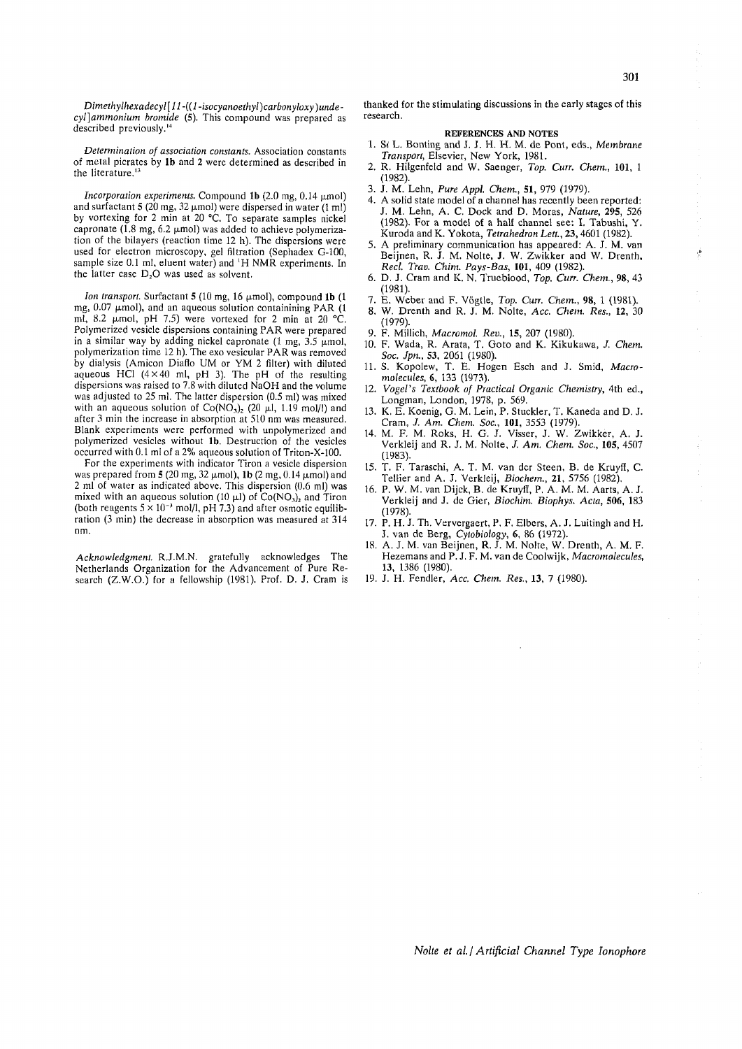*Dimethylhexadecyl[11-((1-isocyanoethyl)carbonyloxy)undecyl]ammonium bromide* (**5**). This compound was prepared as described previously.[14]

*Determination of association constants.* Association constants of metal picrates by **1b** and **2** were determined as described in the literature.[13]

*Incorporation experiments.* Compound **1b** (2.0 mg, 0.14 μmol) and surfactant **5** (20 mg, 32 μmol) were dispersed in water (1 ml) by vortexing for 2 min at 20 °C. To separate samples nickel capronate (1.8 mg, 6.2 μmol) was added to achieve polymerization of the bilayers (reaction time 12 h). The dispersions were used for electron microscopy, gel filtration (Sephadex G-100, sample size 0.1 ml, eluent water) and $^1H$ NMR experiments. In the latter case $D_2O$ was used as solvent.

*Ion transport.* Surfactant **5** (10 mg, 16 μmol), compound **1b** (1 mg, 0.07 μmol), and an aqueous solution containining PAR (1 ml, 8.2 μmol, pH 7.5) were vortexed for 2 min at 20 °C. Polymerized vesicle dispersions containing PAR were prepared in a similar way by adding nickel capronate (1 mg, 3.5 μmol, polymerization time 12 h). The exo vesicular PAR was removed by dialysis (Amicon Diaflo UM or YM 2 filter) with diluted aqueous HCl (4×40 ml, pH 3). The pH of the resulting dispersions was raised to 7.8 with diluted NaOH and the volume was adjusted to 25 ml. The latter dispersion (0.5 ml) was mixed with an aqueous solution of $Co(NO_3)_2$ (20 μl, 1.19 mol/l) and after 3 min the increase in absorption at 510 nm was measured. Blank experiments were performed with unpolymerized and polymerized vesicles without **1b**. Destruction of the vesicles occurred with 0.1 ml of a 2% aqueous solution of Triton-X-100.

For the experiments with indicator Tiron a vesicle dispersion was prepared from **5** (20 mg, 32 μmol), **1b** (2 mg, 0.14 μmol) and 2 ml of water as indicated above. This dispersion (0.6 ml) was mixed with an aqueous solution (10 μl) of $Co(NO_3)_2$ and Tiron (both reagents $5 \times 10^{-3}$ mol/l, pH 7.3) and after osmotic equilibration (3 min) the decrease in absorption was measured at 314 nm.

*Acknowledgment.* R.J.M.N. gratefully acknowledges The Netherlands Organization for the Advancement of Pure Research (Z.W.O.) for a fellowship (1981). Prof. D. J. Cram is thanked for the stimulating discussions in the early stages of this research.

## REFERENCES AND NOTES

1. S. L. Bonting and J. J. H. H. M. de Pont, eds., *Membrane Transport*, Elsevier, New York, 1981.
2. R. Hilgenfeld and W. Saenger, *Top. Curr. Chem.*, **101**, 1 (1982).
3. J. M. Lehn, *Pure Appl. Chem.*, **51**, 979 (1979).
4. A solid state model of a channel has recently been reported: J. M. Lehn, A. C. Dock and D. Moras, *Nature*, **295**, 526 (1982). For a model of a half channel see: I. Tabushi, Y. Kuroda and K. Yokota, *Tetrahedron Lett.*, **23**, 4601 (1982).
5. A preliminary communication has appeared: A. J. M. van Beijnen, R. J. M. Nolte, J. W. Zwikker and W. Drenth, *Recl. Trav. Chim. Pays-Bas*, **101**, 409 (1982).
6. D. J. Cram and K. N. Trueblood, *Top. Curr. Chem.*, **98**, 43 (1981).
7. E. Weber and F. Vögtle, *Top. Curr. Chem.*, **98**, 1 (1981).
8. W. Drenth and R. J. M. Nolte, *Acc. Chem. Res.*, **12**, 30 (1979).
9. F. Millich, *Macromol. Rev.*, **15**, 207 (1980).
10. F. Wada, R. Arata, T. Goto and K. Kikukawa, *J. Chem. Soc. Jpn.*, **53**, 2061 (1980).
11. S. Kopolew, T. E. Hogen Esch and J. Smid, *Macromolecules*, **6**, 133 (1973).
12. *Vogel's Textbook of Practical Organic Chemistry*, 4th ed., Longman, London, 1978, p. 569.
13. K. E. Koenig, G. M. Lein, P. Stuckler, T. Kaneda and D. J. Cram, *J. Am. Chem. Soc.*, **101**, 3553 (1979).
14. M. F. M. Roks, H. G. J. Visser, J. W. Zwikker, A. J. Verkleij and R. J. M. Nolte, *J. Am. Chem. Soc.*, **105**, 4507 (1983).
15. T. F. Taraschi, A. T. M. van der Steen, B. de Kruyff, C. Tellier and A. J. Verkleij, *Biochem.*, **21**, 5756 (1982).
16. P. W. M. van Dijck, B. de Kruyff, P. A. M. M. Aarts, A. J. Verkleij and J. de Gier, *Biochim. Biophys. Acta*, **506**, 183 (1978).
17. P. H. J. Th. Ververgaert, P. F. Elbers, A. J. Luitingh and H. J. van de Berg, *Cytobiology*, **6**, 86 (1972).
18. A. J. M. van Beijnen, R. J. M. Nolte, W. Drenth, A. M. F. Hezemans and P. J. F. M. van de Coolwijk, *Macromolecules*, **13**, 1386 (1980).
19. J. H. Fendler, *Acc. Chem. Res.*, **13**, 7 (1980).